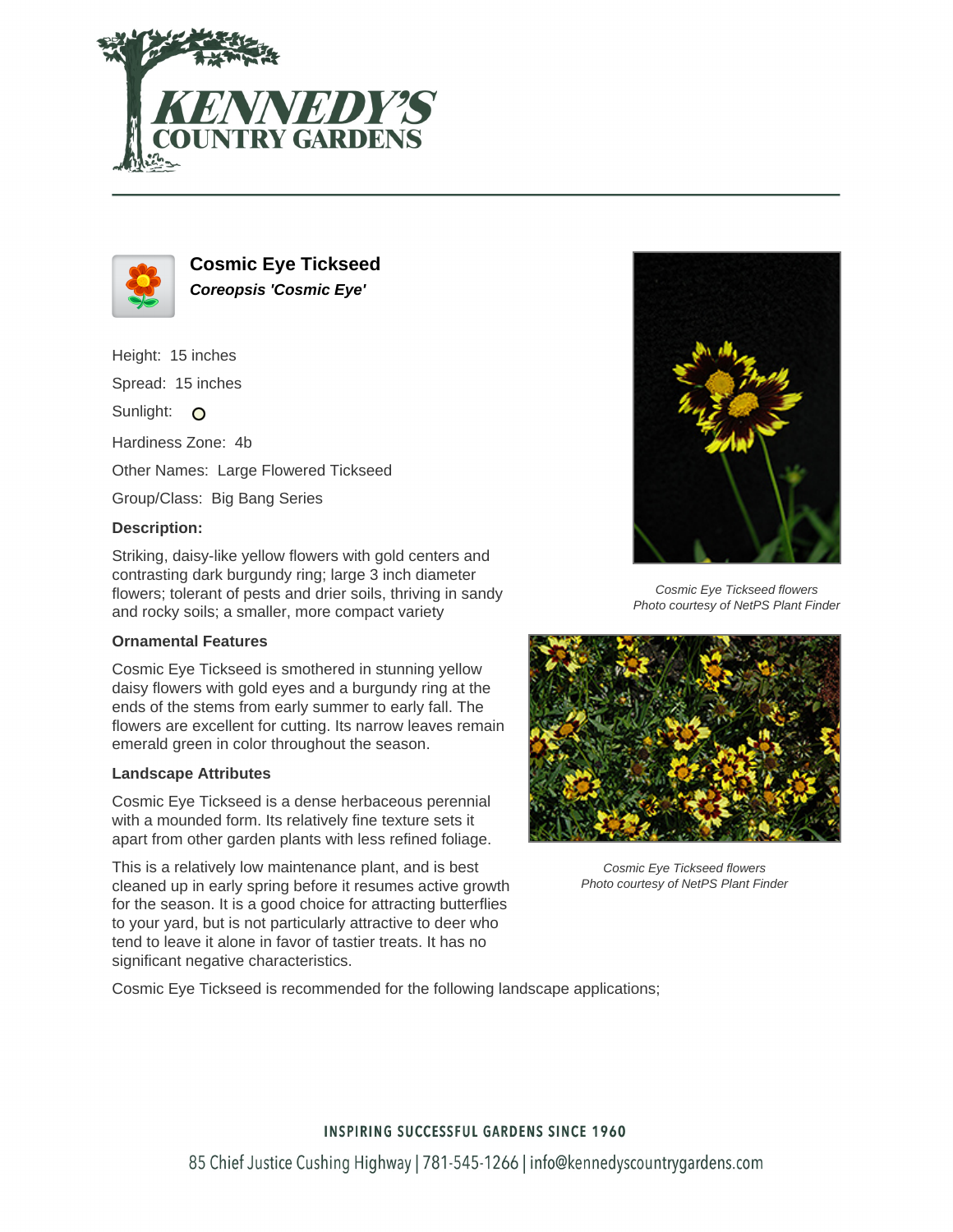# Cosmic Eye Tickseed

***Coreopsis 'Cosmic Eye'***

Height: 15 inches

Spread: 15 inches

Sunlight:

Hardiness Zone: 4b

Other Names: Large Flowered Tickseed

Group/Class: Big Bang Series

**Description:**

Striking, daisy-like yellow flowers with gold centers and contrasting dark burgundy ring; large 3 inch diameter flowers; tolerant of pests and drier soils, thriving in sandy and rocky soils; a smaller, more compact variety

*Cosmic Eye Tickseed flowers*
*Photo courtesy of NetPS Plant Finder*

### Ornamental Features

Cosmic Eye Tickseed is smothered in stunning yellow daisy flowers with gold eyes and a burgundy ring at the ends of the stems from early summer to early fall. The flowers are excellent for cutting. Its narrow leaves remain emerald green in color throughout the season.

*Cosmic Eye Tickseed flowers*
*Photo courtesy of NetPS Plant Finder*

### Landscape Attributes

Cosmic Eye Tickseed is a dense herbaceous perennial with a mounded form. Its relatively fine texture sets it apart from other garden plants with less refined foliage.

This is a relatively low maintenance plant, and is best cleaned up in early spring before it resumes active growth for the season. It is a good choice for attracting butterflies to your yard, but is not particularly attractive to deer who tend to leave it alone in favor of tastier treats. It has no significant negative characteristics.

Cosmic Eye Tickseed is recommended for the following landscape applications;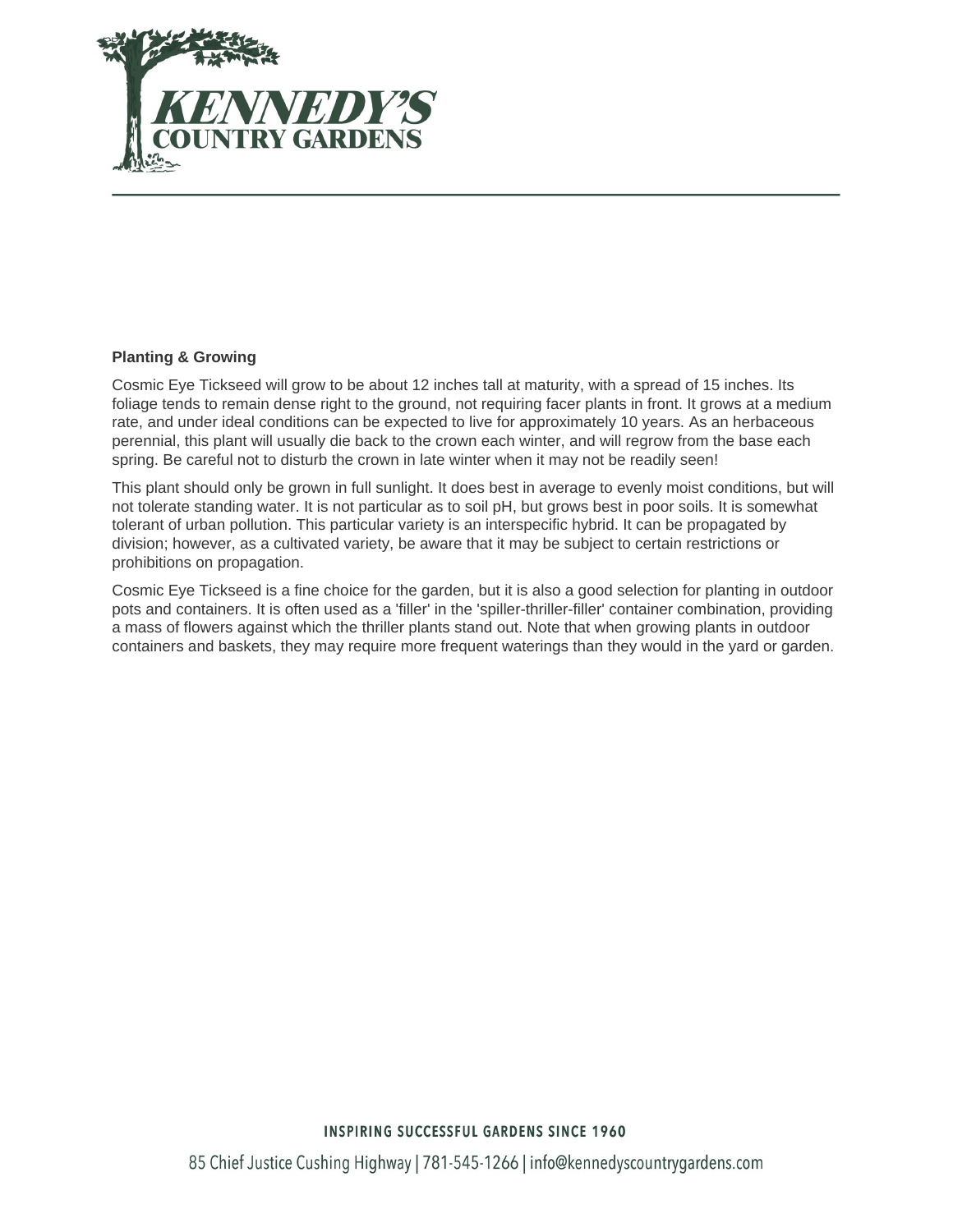**Planting & Growing**

Cosmic Eye Tickseed will grow to be about 12 inches tall at maturity, with a spread of 15 inches. Its foliage tends to remain dense right to the ground, not requiring facer plants in front. It grows at a medium rate, and under ideal conditions can be expected to live for approximately 10 years. As an herbaceous perennial, this plant will usually die back to the crown each winter, and will regrow from the base each spring. Be careful not to disturb the crown in late winter when it may not be readily seen!

This plant should only be grown in full sunlight. It does best in average to evenly moist conditions, but will not tolerate standing water. It is not particular as to soil pH, but grows best in poor soils. It is somewhat tolerant of urban pollution. This particular variety is an interspecific hybrid. It can be propagated by division; however, as a cultivated variety, be aware that it may be subject to certain restrictions or prohibitions on propagation.

Cosmic Eye Tickseed is a fine choice for the garden, but it is also a good selection for planting in outdoor pots and containers. It is often used as a 'filler' in the 'spiller-thriller-filler' container combination, providing a mass of flowers against which the thriller plants stand out. Note that when growing plants in outdoor containers and baskets, they may require more frequent waterings than they would in the yard or garden.